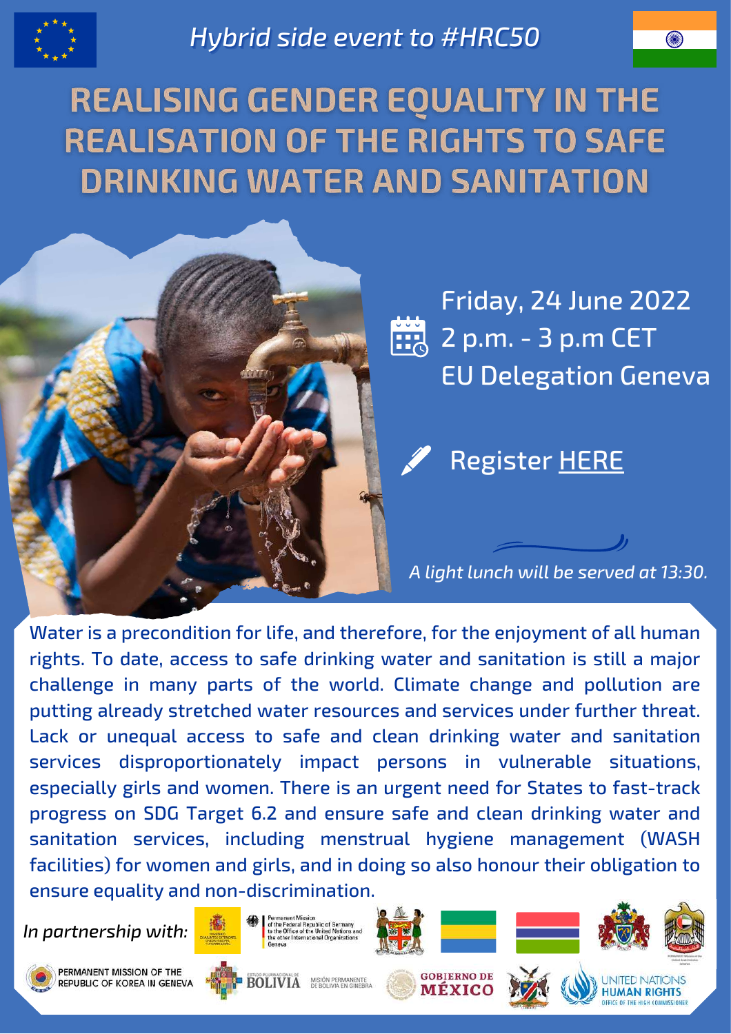*Hybrid side event to #HRC50*

# REALISING GENDER EQUALITY IN THE REALISATION OF THE RIGHTS TO SAFE DRINKING WATER AND SANITATION

Friday, 24 June 2022
2 p.m. - 3 p.m CET
EU Delegation Geneva

Register HERE

*A light lunch will be served at 13:30.*

Water is a precondition for life, and therefore, for the enjoyment of all human rights. To date, access to safe drinking water and sanitation is still a major challenge in many parts of the world. Climate change and pollution are putting already stretched water resources and services under further threat. Lack or unequal access to safe and clean drinking water and sanitation services disproportionately impact persons in vulnerable situations, especially girls and women. There is an urgent need for States to fast-track progress on SDG Target 6.2 and ensure safe and clean drinking water and sanitation services, including menstrual hygiene management (WASH facilities) for women and girls, and in doing so also honour their obligation to ensure equality and non-discrimination.

*In partnership with:*

Permanent Mission of the Federal Republic of Germany to the Office of the United Nations and the other International Organizations Geneva

Permanent Mission of the Republic of Korea in Geneva

Estado Plurinacional de Bolivia – Misión Permanente de Bolivia en Ginebra

Gobierno de México

United Nations Human Rights – Office of the High Commissioner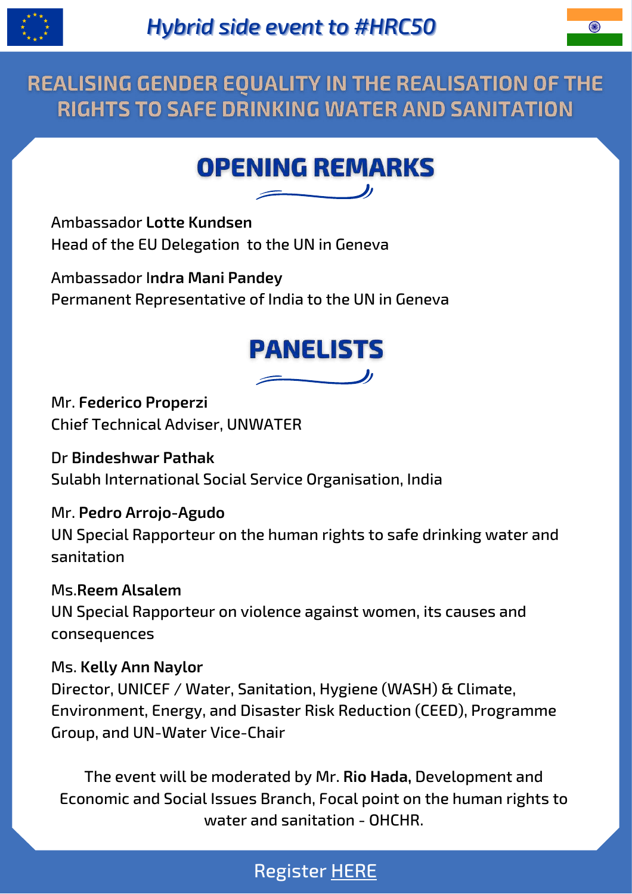*Hybrid side event to #HRC50*

# REALISING GENDER EQUALITY IN THE REALISATION OF THE RIGHTS TO SAFE DRINKING WATER AND SANITATION

## OPENING REMARKS

Ambassador **Lotte Kundsen**
Head of the EU Delegation to the UN in Geneva

Ambassador I**ndra Mani Pandey**
Permanent Representative of India to the UN in Geneva

## PANELISTS

Mr. **Federico Properzi**
Chief Technical Adviser, UNWATER

Dr **Bindeshwar Pathak**
Sulabh International Social Service Organisation, India

Mr. **Pedro Arrojo-Agudo**
UN Special Rapporteur on the human rights to safe drinking water and sanitation

Ms.**Reem Alsalem**
UN Special Rapporteur on violence against women, its causes and consequences

Ms. **Kelly Ann Naylor**
Director, UNICEF / Water, Sanitation, Hygiene (WASH) & Climate, Environment, Energy, and Disaster Risk Reduction (CEED), Programme Group, and UN-Water Vice-Chair

The event will be moderated by Mr. **Rio Hada,** Development and Economic and Social Issues Branch, Focal point on the human rights to water and sanitation - OHCHR.

Register HERE